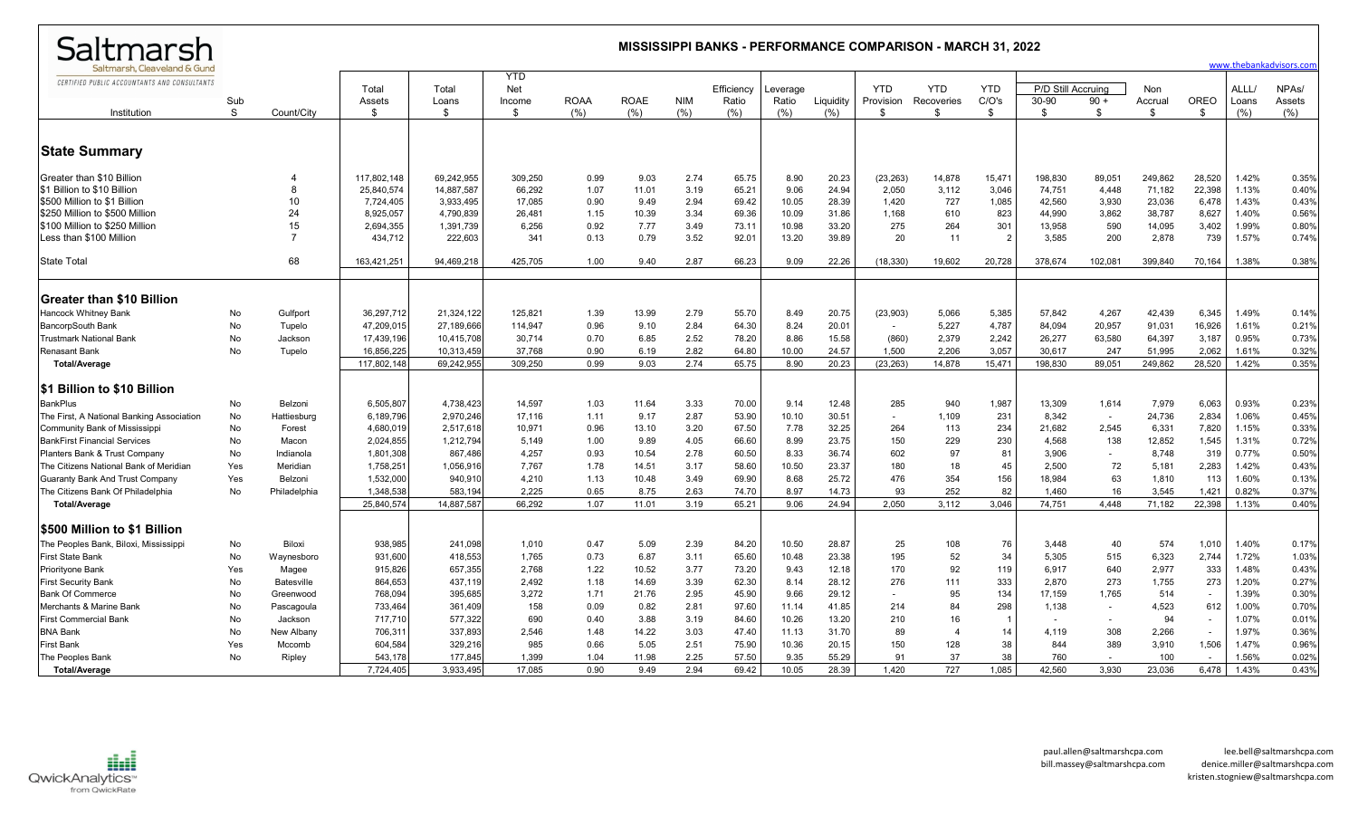# Saltmarsh

Saltmarsh, Cleaveland & Gund

CERTIFIED PUBLIC ACCOUNTANTS AND CONSULTANTS

## MISSISSIPPI BANKS - PERFORMANCE COMPARISON - MARCH 31, 2022

www.thebankadvisors.com

| Institution | Sub S | Count/City | Total Assets $ | Total Loans $ | YTD Net Income $ | ROAA (%) | ROAE (%) | NIM (%) | Efficiency Ratio (%) | Leverage Ratio (%) | Liquidity (%) | YTD Provision $ | YTD Recoveries $ | YTD C/O's $ | P/D Still Accruing 30-90 $ | P/D Still Accruing 90 + $ | Non Accrual $ | OREO $ | ALLL/ Loans (%) | NPAs/ Assets (%) |
|---|---|---|---|---|---|---|---|---|---|---|---|---|---|---|---|---|---|---|---|---|
| **State Summary** | | | | | | | | | | | | | | | | | | | | |
| Greater than $10 Billion | | 4 | 117,802,148 | 69,242,955 | 309,250 | 0.99 | 9.03 | 2.74 | 65.75 | 8.90 | 20.23 | (23,263) | 14,878 | 15,471 | 198,830 | 89,051 | 249,862 | 28,520 | 1.42% | 0.35% |
| $1 Billion to $10 Billion | | 8 | 25,840,574 | 14,887,587 | 66,292 | 1.07 | 11.01 | 3.19 | 65.21 | 9.06 | 24.94 | 2,050 | 3,112 | 3,046 | 74,751 | 4,448 | 71,182 | 22,398 | 1.13% | 0.40% |
| $500 Million to $1 Billion | | 10 | 7,724,405 | 3,933,495 | 17,085 | 0.90 | 9.49 | 2.94 | 69.42 | 10.05 | 28.39 | 1,420 | 727 | 1,085 | 42,560 | 3,930 | 23,036 | 6,478 | 1.43% | 0.43% |
| $250 Million to $500 Million | | 24 | 8,925,057 | 4,790,839 | 26,481 | 1.15 | 10.39 | 3.34 | 69.36 | 10.09 | 31.86 | 1,168 | 610 | 823 | 44,990 | 3,862 | 38,787 | 8,627 | 1.40% | 0.56% |
| $100 Million to $250 Million | | 15 | 2,694,355 | 1,391,739 | 6,256 | 0.92 | 7.77 | 3.49 | 73.11 | 10.98 | 33.20 | 275 | 264 | 301 | 13,958 | 590 | 14,095 | 3,402 | 1.99% | 0.80% |
| Less than $100 Million | | 7 | 434,712 | 222,603 | 341 | 0.13 | 0.79 | 3.52 | 92.01 | 13.20 | 39.89 | 20 | 11 | 2 | 3,585 | 200 | 2,878 | 739 | 1.57% | 0.74% |
| State Total | | 68 | 163,421,251 | 94,469,218 | 425,705 | 1.00 | 9.40 | 2.87 | 66.23 | 9.09 | 22.26 | (18,330) | 19,602 | 20,728 | 378,674 | 102,081 | 399,840 | 70,164 | 1.38% | 0.38% |
| **Greater than $10 Billion** | | | | | | | | | | | | | | | | | | | | |
| Hancock Whitney Bank | No | Gulfport | 36,297,712 | 21,324,122 | 125,821 | 1.39 | 13.99 | 2.79 | 55.70 | 8.49 | 20.75 | (23,903) | 5,066 | 5,385 | 57,842 | 4,267 | 42,439 | 6,345 | 1.49% | 0.14% |
| BancorpSouth Bank | No | Tupelo | 47,209,015 | 27,189,666 | 114,947 | 0.96 | 9.10 | 2.84 | 64.30 | 8.24 | 20.01 | - | 5,227 | 4,787 | 84,094 | 20,957 | 91,031 | 16,926 | 1.61% | 0.21% |
| Trustmark National Bank | No | Jackson | 17,439,196 | 10,415,708 | 30,714 | 0.70 | 6.85 | 2.52 | 78.20 | 8.86 | 15.58 | (860) | 2,379 | 2,242 | 26,277 | 63,580 | 64,397 | 3,187 | 0.95% | 0.73% |
| Renasant Bank | No | Tupelo | 16,856,225 | 10,313,459 | 37,768 | 0.90 | 6.19 | 2.82 | 64.80 | 10.00 | 24.57 | 1,500 | 2,206 | 3,057 | 30,617 | 247 | 51,995 | 2,062 | 1.61% | 0.32% |
| **Total/Average** | | | 117,802,148 | 69,242,955 | 309,250 | 0.99 | 9.03 | 2.74 | 65.75 | 8.90 | 20.23 | (23,263) | 14,878 | 15,471 | 198,830 | 89,051 | 249,862 | 28,520 | 1.42% | 0.35% |
| **$1 Billion to $10 Billion** | | | | | | | | | | | | | | | | | | | | |
| BankPlus | No | Belzoni | 6,505,807 | 4,738,423 | 14,597 | 1.03 | 11.64 | 3.33 | 70.00 | 9.14 | 12.48 | 285 | 940 | 1,987 | 13,309 | 1,614 | 7,979 | 6,063 | 0.93% | 0.23% |
| The First, A National Banking Association | No | Hattiesburg | 6,189,796 | 2,970,246 | 17,116 | 1.11 | 9.17 | 2.87 | 53.90 | 10.10 | 30.51 | - | 1,109 | 231 | 8,342 | - | 24,736 | 2,834 | 1.06% | 0.45% |
| Community Bank of Mississippi | No | Forest | 4,680,019 | 2,517,618 | 10,971 | 0.96 | 13.10 | 3.20 | 67.50 | 7.78 | 32.25 | 264 | 113 | 234 | 21,682 | 2,545 | 6,331 | 7,820 | 1.15% | 0.33% |
| BankFirst Financial Services | No | Macon | 2,024,855 | 1,212,794 | 5,149 | 1.00 | 9.89 | 4.05 | 66.60 | 8.99 | 23.75 | 150 | 229 | 230 | 4,568 | 138 | 12,852 | 1,545 | 1.31% | 0.72% |
| Planters Bank & Trust Company | No | Indianola | 1,801,308 | 867,486 | 4,257 | 0.93 | 10.54 | 2.78 | 60.50 | 8.33 | 36.74 | 602 | 97 | 81 | 3,906 | - | 8,748 | 319 | 0.77% | 0.50% |
| The Citizens National Bank of Meridian | Yes | Meridian | 1,758,251 | 1,056,916 | 7,767 | 1.78 | 14.51 | 3.17 | 58.60 | 10.50 | 23.37 | 180 | 18 | 45 | 2,500 | 72 | 5,181 | 2,283 | 1.42% | 0.43% |
| Guaranty Bank And Trust Company | Yes | Belzoni | 1,532,000 | 940,910 | 4,210 | 1.13 | 10.48 | 3.49 | 69.90 | 8.68 | 25.72 | 476 | 354 | 156 | 18,984 | 63 | 1,810 | 113 | 1.60% | 0.13% |
| The Citizens Bank Of Philadelphia | No | Philadelphia | 1,348,538 | 583,194 | 2,225 | 0.65 | 8.75 | 2.63 | 74.70 | 8.97 | 14.73 | 93 | 252 | 82 | 1,460 | 16 | 3,545 | 1,421 | 0.82% | 0.37% |
| **Total/Average** | | | 25,840,574 | 14,887,587 | 66,292 | 1.07 | 11.01 | 3.19 | 65.21 | 9.06 | 24.94 | 2,050 | 3,112 | 3,046 | 74,751 | 4,448 | 71,182 | 22,398 | 1.13% | 0.40% |
| **$500 Million to $1 Billion** | | | | | | | | | | | | | | | | | | | | |
| The Peoples Bank, Biloxi, Mississippi | No | Biloxi | 938,985 | 241,098 | 1,010 | 0.47 | 5.09 | 2.39 | 84.20 | 10.50 | 28.87 | 25 | 108 | 76 | 3,448 | 40 | 574 | 1,010 | 1.40% | 0.17% |
| First State Bank | No | Waynesboro | 931,600 | 418,553 | 1,765 | 0.73 | 6.87 | 3.11 | 65.60 | 10.48 | 23.38 | 195 | 52 | 34 | 5,305 | 515 | 6,323 | 2,744 | 1.72% | 1.03% |
| Priorityone Bank | Yes | Magee | 915,826 | 657,355 | 2,768 | 1.22 | 10.52 | 3.77 | 73.20 | 9.43 | 12.18 | 170 | 92 | 119 | 6,917 | 640 | 2,977 | 333 | 1.48% | 0.43% |
| First Security Bank | No | Batesville | 864,653 | 437,119 | 2,492 | 1.18 | 14.69 | 3.39 | 62.30 | 8.14 | 28.12 | 276 | 111 | 333 | 2,870 | 273 | 1,755 | 273 | 1.20% | 0.27% |
| Bank Of Commerce | No | Greenwood | 768,094 | 395,685 | 3,272 | 1.71 | 21.76 | 2.95 | 45.90 | 9.66 | 29.12 | - | 95 | 134 | 17,159 | 1,765 | 514 | - | 1.39% | 0.30% |
| Merchants & Marine Bank | No | Pascagoula | 733,464 | 361,409 | 158 | 0.09 | 0.82 | 2.81 | 97.60 | 11.14 | 41.85 | 214 | 84 | 298 | 1,138 | - | 4,523 | 612 | 1.00% | 0.70% |
| First Commercial Bank | No | Jackson | 717,710 | 577,322 | 690 | 0.40 | 3.88 | 3.19 | 84.60 | 10.26 | 13.20 | 210 | 16 | 1 | - | - | 94 | - | 1.07% | 0.01% |
| BNA Bank | No | New Albany | 706,311 | 337,893 | 2,546 | 1.48 | 14.22 | 3.03 | 47.40 | 11.13 | 31.70 | 89 | 4 | 14 | 4,119 | 308 | 2,266 | - | 1.97% | 0.36% |
| First Bank | Yes | Mccomb | 604,584 | 329,216 | 985 | 0.66 | 5.05 | 2.51 | 75.90 | 10.36 | 20.15 | 150 | 128 | 38 | 844 | 389 | 3,910 | 1,506 | 1.47% | 0.96% |
| The Peoples Bank | No | Ripley | 543,178 | 177,845 | 1,399 | 1.04 | 11.98 | 2.25 | 57.50 | 9.35 | 55.29 | 91 | 37 | 38 | 760 | - | 100 | - | 1.56% | 0.02% |
| **Total/Average** | | | 7,724,405 | 3,933,495 | 17,085 | 0.90 | 9.49 | 2.94 | 69.42 | 10.05 | 28.39 | 1,420 | 727 | 1,085 | 42,560 | 3,930 | 23,036 | 6,478 | 1.43% | 0.43% |

QwickAnalytics from QwickRate

paul.allen@saltmarshcpa.com
bill.massey@saltmarshcpa.com
lee.bell@saltmarshcpa.com
denice.miller@saltmarshcpa.com
kristen.stogniew@saltmarshcpa.com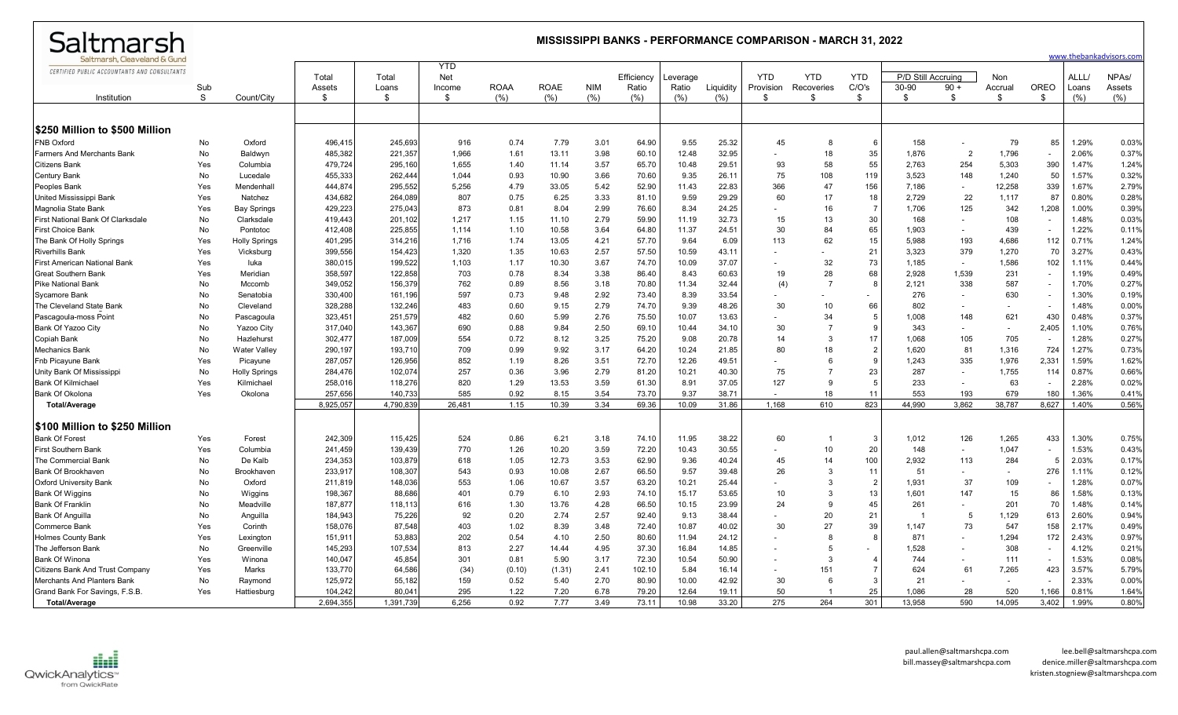# Saltmarsh

Saltmarsh, Cleaveland & Gund

CERTIFIED PUBLIC ACCOUNTANTS AND CONSULTANTS

## MISSISSIPPI BANKS - PERFORMANCE COMPARISON - MARCH 31, 2022

www.thebankadvisors.com

| Institution | Sub S | Count/City | Total Assets $ | Total Loans $ | YTD Net Income $ | ROAA (%) | ROAE (%) | NIM (%) | Efficiency Ratio (%) | Leverage Ratio (%) | Liquidity (%) | YTD Provision $ | YTD Recoveries $ | YTD C/O's $ | P/D Still Accruing 30-90 $ | P/D Still Accruing 90 + $ | Non Accrual $ | OREO $ | ALLL/ Loans (%) | NPAs/ Assets (%) |
|---|---|---|---|---|---|---|---|---|---|---|---|---|---|---|---|---|---|---|---|---|
| **$250 Million to $500 Million** | | | | | | | | | | | | | | | | | | | | |
| FNB Oxford | No | Oxford | 496,415 | 245,693 | 916 | 0.74 | 7.79 | 3.01 | 64.90 | 9.55 | 25.32 | 45 | 8 | 6 | 158 | - | 79 | 85 | 1.29% | 0.03% |
| Farmers And Merchants Bank | No | Baldwyn | 485,382 | 221,357 | 1,966 | 1.61 | 13.11 | 3.98 | 60.10 | 12.48 | 32.95 | - | 18 | 35 | 1,876 | 2 | 1,796 | - | 2.06% | 0.37% |
| Citizens Bank | Yes | Columbia | 479,724 | 295,160 | 1,655 | 1.40 | 11.14 | 3.57 | 65.70 | 10.48 | 29.51 | 93 | 58 | 55 | 2,763 | 254 | 5,303 | 390 | 1.47% | 1.24% |
| Century Bank | No | Lucedale | 455,333 | 262,444 | 1,044 | 0.93 | 10.90 | 3.66 | 70.60 | 9.35 | 26.11 | 75 | 108 | 119 | 3,523 | 148 | 1,240 | 50 | 1.57% | 0.32% |
| Peoples Bank | Yes | Mendenhall | 444,874 | 295,552 | 5,256 | 4.79 | 33.05 | 5.42 | 52.90 | 11.43 | 22.83 | 366 | 47 | 156 | 7,186 | - | 12,258 | 339 | 1.67% | 2.79% |
| United Mississippi Bank | Yes | Natchez | 434,682 | 264,089 | 807 | 0.75 | 6.25 | 3.33 | 81.10 | 9.59 | 29.29 | 60 | 17 | 18 | 2,729 | 22 | 1,117 | 87 | 0.80% | 0.28% |
| Magnolia State Bank | Yes | Bay Springs | 429,223 | 275,043 | 873 | 0.81 | 8.04 | 2.99 | 76.60 | 8.34 | 24.25 | - | 16 | 7 | 1,706 | 125 | 342 | 1,208 | 1.00% | 0.39% |
| First National Bank Of Clarksdale | No | Clarksdale | 419,443 | 201,102 | 1,217 | 1.15 | 11.10 | 2.79 | 59.90 | 11.19 | 32.73 | 15 | 13 | 30 | 168 | - | 108 | - | 1.48% | 0.03% |
| First Choice Bank | No | Pontotoc | 412,408 | 225,855 | 1,114 | 1.10 | 10.58 | 3.64 | 64.80 | 11.37 | 24.51 | 30 | 84 | 65 | 1,903 | - | 439 | - | 1.22% | 0.11% |
| The Bank Of Holly Springs | Yes | Holly Springs | 401,295 | 314,216 | 1,716 | 1.74 | 13.05 | 4.21 | 57.70 | 9.64 | 6.09 | 113 | 62 | 15 | 5,988 | 193 | 4,686 | 112 | 0.71% | 1.24% |
| Riverhills Bank | Yes | Vicksburg | 399,556 | 154,423 | 1,320 | 1.35 | 10.63 | 2.57 | 57.50 | 10.59 | 43.11 | - | - | 21 | 3,323 | 379 | 1,270 | 70 | 3.27% | 0.43% |
| First American National Bank | Yes | Iuka | 380,015 | 199,522 | 1,103 | 1.17 | 10.30 | 3.67 | 74.70 | 10.09 | 37.07 | - | 32 | 73 | 1,185 | - | 1,586 | 102 | 1.11% | 0.44% |
| Great Southern Bank | Yes | Meridian | 358,597 | 122,858 | 703 | 0.78 | 8.34 | 3.38 | 86.40 | 8.43 | 60.63 | 19 | 28 | 68 | 2,928 | 1,539 | 231 | - | 1.19% | 0.49% |
| Pike National Bank | No | Mccomb | 349,052 | 156,379 | 762 | 0.89 | 8.56 | 3.18 | 70.80 | 11.34 | 32.44 | (4) | 7 | 8 | 2,121 | 338 | 587 | - | 1.70% | 0.27% |
| Sycamore Bank | No | Senatobia | 330,400 | 161,196 | 597 | 0.73 | 9.48 | 2.92 | 73.40 | 8.39 | 33.54 | - | - | - | 276 | - | 630 | - | 1.30% | 0.19% |
| The Cleveland State Bank | No | Cleveland | 328,288 | 132,246 | 483 | 0.60 | 9.15 | 2.79 | 74.70 | 9.39 | 48.26 | 30 | 10 | 66 | 802 | - | - | - | 1.48% | 0.00% |
| Pascagoula-moss Point | No | Pascagoula | 323,451 | 251,579 | 482 | 0.60 | 5.99 | 2.76 | 75.50 | 10.07 | 13.63 | - | 34 | 5 | 1,008 | 148 | 621 | 430 | 0.48% | 0.37% |
| Bank Of Yazoo City | No | Yazoo City | 317,040 | 143,367 | 690 | 0.88 | 9.84 | 2.50 | 69.10 | 10.44 | 34.10 | 30 | 7 | 9 | 343 | - | - | 2,405 | 1.10% | 0.76% |
| Copiah Bank | No | Hazlehurst | 302,477 | 187,009 | 554 | 0.72 | 8.12 | 3.25 | 75.20 | 9.08 | 20.78 | 14 | 3 | 17 | 1,068 | 105 | 705 | - | 1.28% | 0.27% |
| Mechanics Bank | No | Water Valley | 290,197 | 193,710 | 709 | 0.99 | 9.92 | 3.17 | 64.20 | 10.24 | 21.85 | 80 | 18 | 2 | 1,620 | 81 | 1,316 | 724 | 1.27% | 0.73% |
| Fnb Picayune Bank | Yes | Picayune | 287,057 | 126,956 | 852 | 1.19 | 8.26 | 3.51 | 72.70 | 12.26 | 49.51 | - | 6 | 9 | 1,243 | 335 | 1,976 | 2,331 | 1.59% | 1.62% |
| Unity Bank Of Mississippi | No | Holly Springs | 284,476 | 102,074 | 257 | 0.36 | 3.96 | 2.79 | 81.20 | 10.21 | 40.30 | 75 | 7 | 23 | 287 | - | 1,755 | 114 | 0.87% | 0.66% |
| Bank Of Kilmichael | Yes | Kilmichael | 258,016 | 118,276 | 820 | 1.29 | 13.53 | 3.59 | 61.30 | 8.91 | 37.05 | 127 | 9 | 5 | 233 | - | 63 | - | 2.28% | 0.02% |
| Bank Of Okolona | Yes | Okolona | 257,656 | 140,733 | 585 | 0.92 | 8.15 | 3.54 | 73.70 | 9.37 | 38.71 | - | 18 | 11 | 553 | 193 | 679 | 180 | 1.36% | 0.41% |
| **Total/Average** | | | 8,925,057 | 4,790,839 | 26,481 | 1.15 | 10.39 | 3.34 | 69.36 | 10.09 | 31.86 | 1,168 | 610 | 823 | 44,990 | 3,862 | 38,787 | 8,627 | 1.40% | 0.56% |
| **$100 Million to $250 Million** | | | | | | | | | | | | | | | | | | | | |
| Bank Of Forest | Yes | Forest | 242,309 | 115,425 | 524 | 0.86 | 6.21 | 3.18 | 74.10 | 11.95 | 38.22 | 60 | 1 | 3 | 1,012 | 126 | 1,265 | 433 | 1.30% | 0.75% |
| First Southern Bank | Yes | Columbia | 241,459 | 139,439 | 770 | 1.26 | 10.20 | 3.59 | 72.20 | 10.43 | 30.55 | - | 10 | 20 | 148 | - | 1,047 | - | 1.53% | 0.43% |
| The Commercial Bank | No | De Kalb | 234,353 | 103,879 | 618 | 1.05 | 12.73 | 3.53 | 62.90 | 9.36 | 40.24 | 45 | 14 | 100 | 2,932 | 113 | 284 | 5 | 2.03% | 0.17% |
| Bank Of Brookhaven | No | Brookhaven | 233,917 | 108,307 | 543 | 0.93 | 10.08 | 2.67 | 66.50 | 9.57 | 39.48 | 26 | 3 | 11 | 51 | - | - | 276 | 1.11% | 0.12% |
| Oxford University Bank | No | Oxford | 211,819 | 148,036 | 553 | 1.06 | 10.67 | 3.57 | 63.20 | 10.21 | 25.44 | - | 3 | 2 | 1,931 | 37 | 109 | - | 1.28% | 0.07% |
| Bank Of Wiggins | No | Wiggins | 198,367 | 88,686 | 401 | 0.79 | 6.10 | 2.93 | 74.10 | 15.17 | 53.65 | 10 | 3 | 13 | 1,601 | 147 | 15 | 86 | 1.58% | 0.13% |
| Bank Of Franklin | No | Meadville | 187,877 | 118,113 | 616 | 1.30 | 13.76 | 4.28 | 66.50 | 10.15 | 23.99 | 24 | 9 | 45 | 261 | - | 201 | 70 | 1.48% | 0.14% |
| Bank Of Anguilla | No | Anguilla | 184,943 | 75,226 | 92 | 0.20 | 2.74 | 2.57 | 92.40 | 9.13 | 38.44 | - | 20 | 21 | 1 | 5 | 1,129 | 613 | 2.60% | 0.94% |
| Commerce Bank | Yes | Corinth | 158,076 | 87,548 | 403 | 1.02 | 8.39 | 3.48 | 72.40 | 10.87 | 40.02 | 30 | 27 | 39 | 1,147 | 73 | 547 | 158 | 2.17% | 0.49% |
| Holmes County Bank | Yes | Lexington | 151,911 | 53,883 | 202 | 0.54 | 4.10 | 2.50 | 80.60 | 11.94 | 24.12 | - | 8 | 8 | 871 | - | 1,294 | 172 | 2.43% | 0.97% |
| The Jefferson Bank | No | Greenville | 145,293 | 107,534 | 813 | 2.27 | 14.44 | 4.95 | 37.30 | 16.84 | 14.85 | - | 5 | - | 1,528 | - | 308 | - | 4.12% | 0.21% |
| Bank Of Winona | Yes | Winona | 140,047 | 45,854 | 301 | 0.81 | 5.90 | 3.17 | 72.30 | 10.54 | 50.90 | - | 3 | 4 | 744 | - | 111 | - | 1.53% | 0.08% |
| Citizens Bank And Trust Company | Yes | Marks | 133,770 | 64,586 | (34) | (0.10) | (1.31) | 2.41 | 102.10 | 5.84 | 16.14 | - | 151 | 7 | 624 | 61 | 7,265 | 423 | 3.57% | 5.79% |
| Merchants And Planters Bank | No | Raymond | 125,972 | 55,182 | 159 | 0.52 | 5.40 | 2.70 | 80.90 | 10.00 | 42.92 | 30 | 6 | 3 | 21 | - | - | - | 2.33% | 0.00% |
| Grand Bank For Savings, F.S.B. | Yes | Hattiesburg | 104,242 | 80,041 | 295 | 1.22 | 7.20 | 6.78 | 79.20 | 12.64 | 19.11 | 50 | 1 | 25 | 1,086 | 28 | 520 | 1,166 | 0.81% | 1.64% |
| **Total/Average** | | | 2,694,355 | 1,391,739 | 6,256 | 0.92 | 7.77 | 3.49 | 73.11 | 10.98 | 33.20 | 275 | 264 | 301 | 13,958 | 590 | 14,095 | 3,402 | 1.99% | 0.80% |

QwickAnalytics from QwickRate

paul.allen@saltmarshcpa.com
bill.massey@saltmarshcpa.com

lee.bell@saltmarshcpa.com
denice.miller@saltmarshcpa.com
kristen.stogniew@saltmarshcpa.com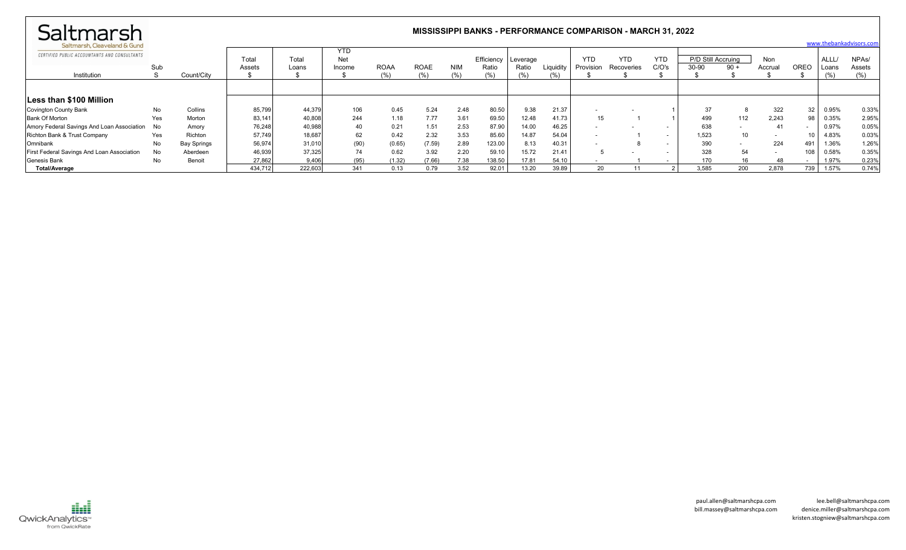# MISSISSIPPI BANKS - PERFORMANCE COMPARISON - MARCH 31, 2022

Saltmarsh
Saltmarsh, Cleaveland & Gund
CERTIFIED PUBLIC ACCOUNTANTS AND CONSULTANTS

www.thebankadvisors.com

| Institution | Sub S | Count/City | Total Assets $ | Total Loans $ | YTD Net Income $ | ROAA (%) | ROAE (%) | NIM (%) | Efficiency Ratio (%) | Leverage Ratio (%) | Liquidity (%) | YTD Provision $ | YTD Recoveries $ | YTD C/O's $ | P/D Still Accruing 30-90 $ | P/D Still Accruing 90 + $ | Non Accrual $ | OREO $ | ALLL/ Loans (%) | NPAs/ Assets (%) |
|---|---|---|---|---|---|---|---|---|---|---|---|---|---|---|---|---|---|---|---|---|
| **Less than $100 Million** | | | | | | | | | | | | | | | | | | | | |
| Covington County Bank | No | Collins | 85,799 | 44,379 | 106 | 0.45 | 5.24 | 2.48 | 80.50 | 9.38 | 21.37 | - | - | 1 | 37 | 8 | 322 | 32 | 0.95% | 0.33% |
| Bank Of Morton | Yes | Morton | 83,141 | 40,808 | 244 | 1.18 | 7.77 | 3.61 | 69.50 | 12.48 | 41.73 | 15 | 1 | 1 | 499 | 112 | 2,243 | 98 | 0.35% | 2.95% |
| Amory Federal Savings And Loan Association | No | Amory | 76,248 | 40,988 | 40 | 0.21 | 1.51 | 2.53 | 87.90 | 14.00 | 46.25 | - | - | - | 638 | - | 41 | - | 0.97% | 0.05% |
| Richton Bank & Trust Company | Yes | Richton | 57,749 | 18,687 | 62 | 0.42 | 2.32 | 3.53 | 85.60 | 14.87 | 54.04 | - | 1 | - | 1,523 | 10 | - | 10 | 4.83% | 0.03% |
| Omnibank | No | Bay Springs | 56,974 | 31,010 | (90) | (0.65) | (7.59) | 2.89 | 123.00 | 8.13 | 40.31 | - | 8 | - | 390 | - | 224 | 491 | 1.36% | 1.26% |
| First Federal Savings And Loan Association | No | Aberdeen | 46,939 | 37,325 | 74 | 0.62 | 3.92 | 2.20 | 59.10 | 15.72 | 21.41 | 5 | - | - | 328 | 54 | - | 108 | 0.58% | 0.35% |
| Genesis Bank | No | Benoit | 27,862 | 9,406 | (95) | (1.32) | (7.66) | 7.38 | 138.50 | 17.81 | 54.10 | - | 1 | - | 170 | 16 | 48 | - | 1.97% | 0.23% |
| **Total/Average** | | | 434,712 | 222,603 | 341 | 0.13 | 0.79 | 3.52 | 92.01 | 13.20 | 39.89 | 20 | 11 | 2 | 3,585 | 200 | 2,878 | 739 | 1.57% | 0.74% |

QwickAnalytics from QwickRate

paul.allen@saltmarshcpa.com
bill.massey@saltmarshcpa.com
lee.bell@saltmarshcpa.com
denice.miller@saltmarshcpa.com
kristen.stogniew@saltmarshcpa.com